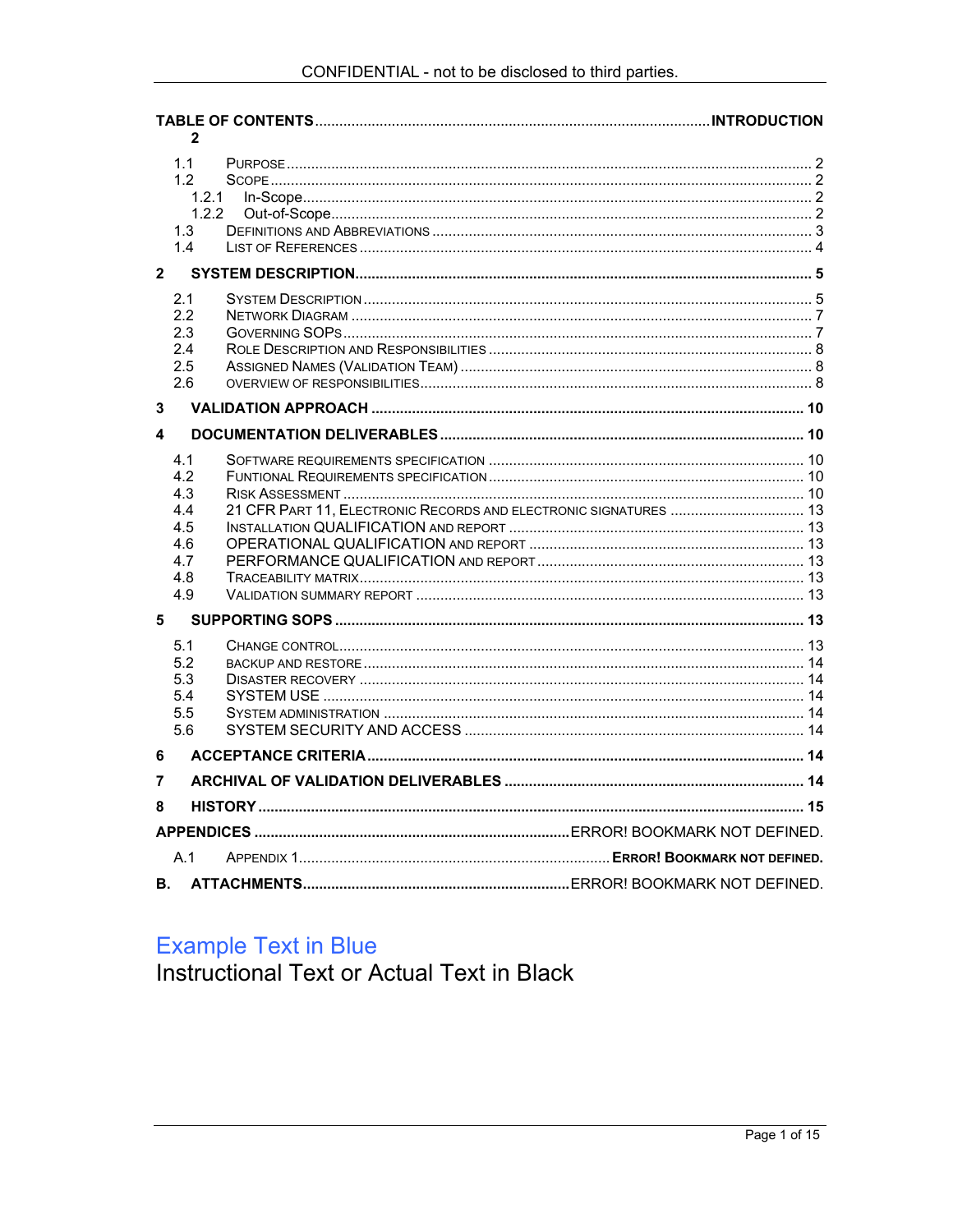**TABLE OF CONTENTS ........................................................................................... INTRODUCTION 2**

- 1.1 PURPOSE ........................................................................................................ 2
- 1.2 SCOPE ............................................................................................................ 2
  - 1.2.1 In-Scope ................................................................................................ 2
  - 1.2.2 Out-of-Scope .......................................................................................... 2
- 1.3 DEFINITIONS AND ABBREVIATIONS ................................................................... 3
- 1.4 LIST OF REFERENCES ...................................................................................... 4

**2 SYSTEM DESCRIPTION ........................................................................................ 5**

- 2.1 SYSTEM DESCRIPTION ..................................................................................... 5
- 2.2 NETWORK DIAGRAM ......................................................................................... 7
- 2.3 GOVERNING SOPS ............................................................................................ 7
- 2.4 ROLE DESCRIPTION AND RESPONSIBILITIES ....................................................... 8
- 2.5 ASSIGNED NAMES (VALIDATION TEAM) ............................................................... 8
- 2.6 OVERVIEW OF RESPONSIBILITIES ........................................................................ 8

**3 VALIDATION APPROACH ...................................................................................... 10**

**4 DOCUMENTATION DELIVERABLES ......................................................................... 10**

- 4.1 SOFTWARE REQUIREMENTS SPECIFICATION ....................................................... 10
- 4.2 FUNTIONAL REQUIREMENTS SPECIFICATION ........................................................ 10
- 4.3 RISK ASSESSMENT .......................................................................................... 10
- 4.4 21 CFR PART 11, ELECTRONIC RECORDS AND ELECTRONIC SIGNATURES ................. 13
- 4.5 INSTALLATION QUALIFICATION AND REPORT ........................................................ 13
- 4.6 OPERATIONAL QUALIFICATION AND REPORT ........................................................ 13
- 4.7 PERFORMANCE QUALIFICATION AND REPORT ....................................................... 13
- 4.8 TRACEABILITY MATRIX ...................................................................................... 13
- 4.9 VALIDATION SUMMARY REPORT ........................................................................ 13

**5 SUPPORTING SOPS ............................................................................................. 13**

- 5.1 CHANGE CONTROL ........................................................................................... 13
- 5.2 BACKUP AND RESTORE ..................................................................................... 14
- 5.3 DISASTER RECOVERY ....................................................................................... 14
- 5.4 SYSTEM USE .................................................................................................. 14
- 5.5 SYSTEM ADMINISTRATION ................................................................................ 14
- 5.6 SYSTEM SECURITY AND ACCESS ........................................................................ 14

**6 ACCEPTANCE CRITERIA ........................................................................................ 14**

**7 ARCHIVAL OF VALIDATION DELIVERABLES ............................................................ 14**

**8 HISTORY ............................................................................................................. 15**

**APPENDICES ........................................................................ ERROR! BOOKMARK NOT DEFINED.**

- A.1 APPENDIX 1 ........................................................................ **ERROR! BOOKMARK NOT DEFINED.**

**B. ATTACHMENTS ................................................................. ERROR! BOOKMARK NOT DEFINED.**

Example Text in Blue

Instructional Text or Actual Text in Black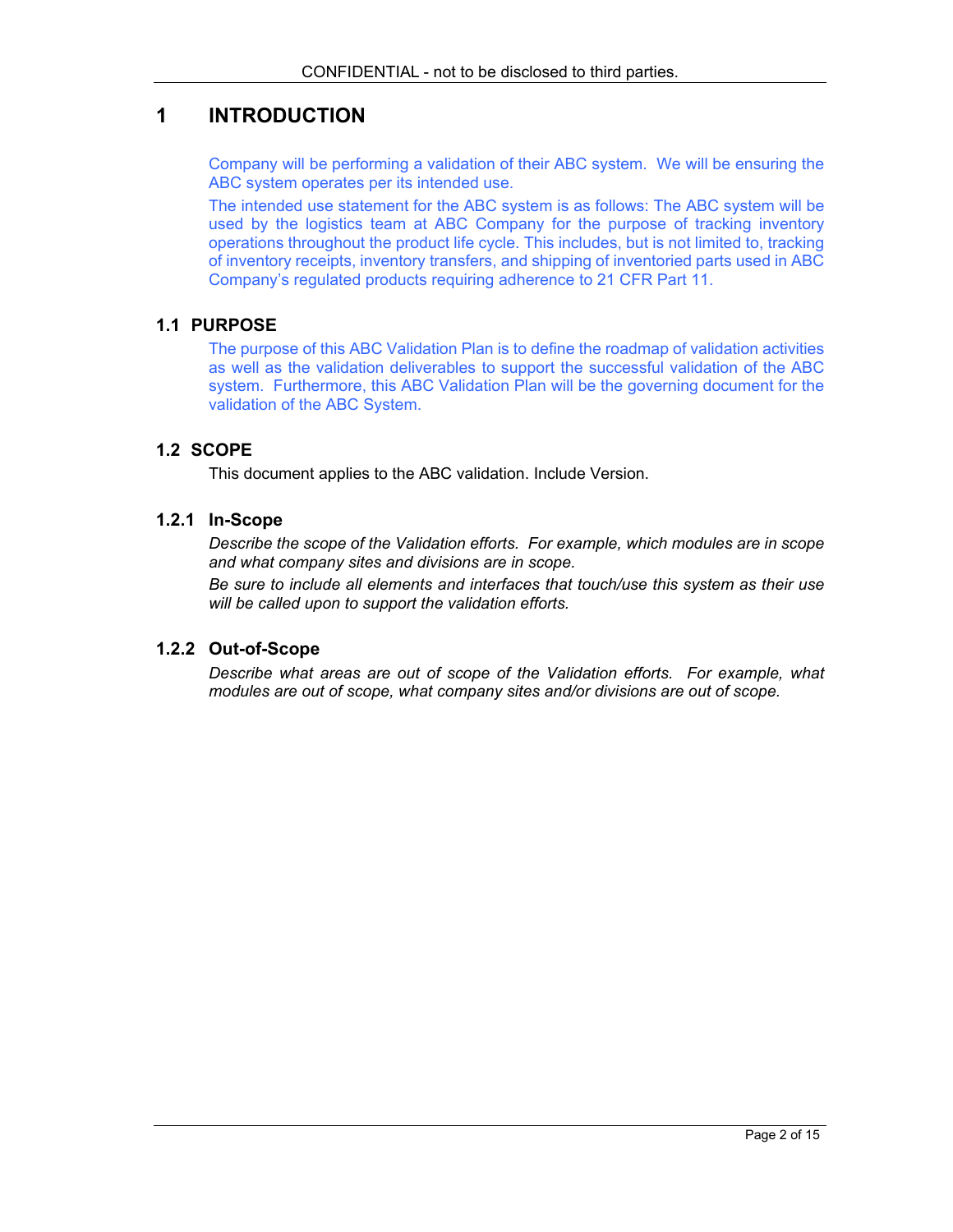# 1 INTRODUCTION

Company will be performing a validation of their ABC system. We will be ensuring the ABC system operates per its intended use.

The intended use statement for the ABC system is as follows: The ABC system will be used by the logistics team at ABC Company for the purpose of tracking inventory operations throughout the product life cycle. This includes, but is not limited to, tracking of inventory receipts, inventory transfers, and shipping of inventoried parts used in ABC Company's regulated products requiring adherence to 21 CFR Part 11.

## 1.1 PURPOSE

The purpose of this ABC Validation Plan is to define the roadmap of validation activities as well as the validation deliverables to support the successful validation of the ABC system. Furthermore, this ABC Validation Plan will be the governing document for the validation of the ABC System.

## 1.2 SCOPE

This document applies to the ABC validation. Include Version.

### 1.2.1 In-Scope

*Describe the scope of the Validation efforts. For example, which modules are in scope and what company sites and divisions are in scope.*

*Be sure to include all elements and interfaces that touch/use this system as their use will be called upon to support the validation efforts.*

### 1.2.2 Out-of-Scope

*Describe what areas are out of scope of the Validation efforts. For example, what modules are out of scope, what company sites and/or divisions are out of scope.*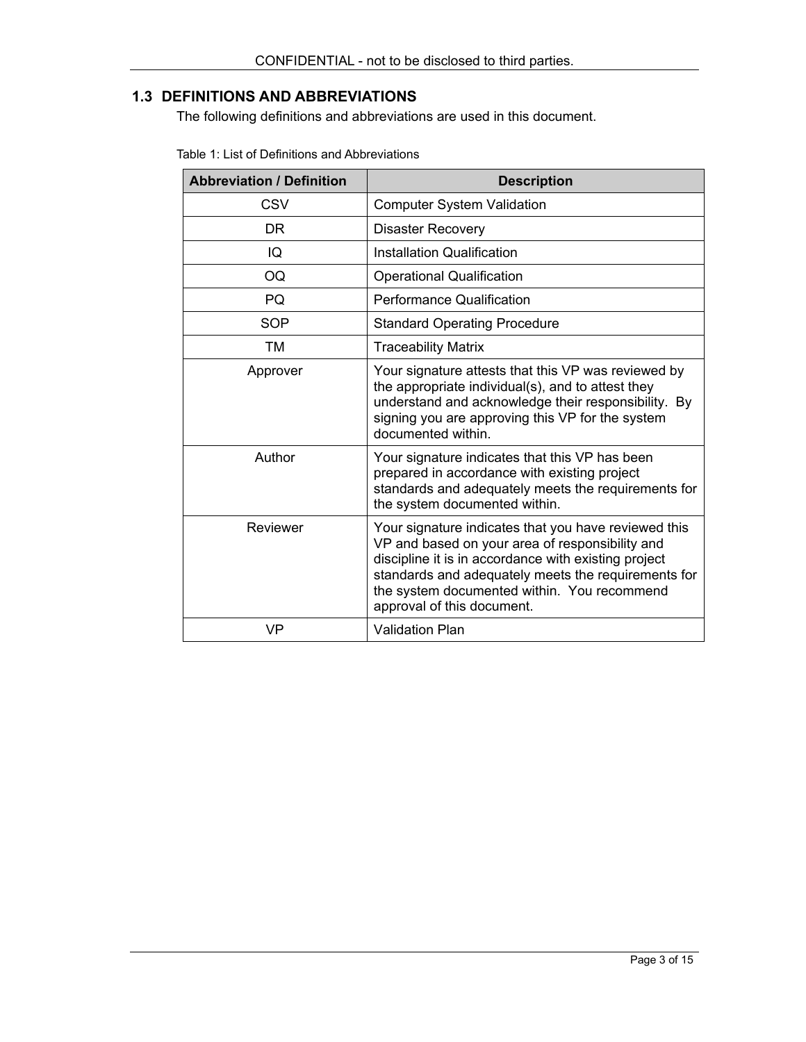## 1.3 DEFINITIONS AND ABBREVIATIONS

The following definitions and abbreviations are used in this document.

Table 1: List of Definitions and Abbreviations

| Abbreviation / Definition | Description |
|---|---|
| CSV | Computer System Validation |
| DR | Disaster Recovery |
| IQ | Installation Qualification |
| OQ | Operational Qualification |
| PQ | Performance Qualification |
| SOP | Standard Operating Procedure |
| TM | Traceability Matrix |
| Approver | Your signature attests that this VP was reviewed by the appropriate individual(s), and to attest they understand and acknowledge their responsibility. By signing you are approving this VP for the system documented within. |
| Author | Your signature indicates that this VP has been prepared in accordance with existing project standards and adequately meets the requirements for the system documented within. |
| Reviewer | Your signature indicates that you have reviewed this VP and based on your area of responsibility and discipline it is in accordance with existing project standards and adequately meets the requirements for the system documented within. You recommend approval of this document. |
| VP | Validation Plan |